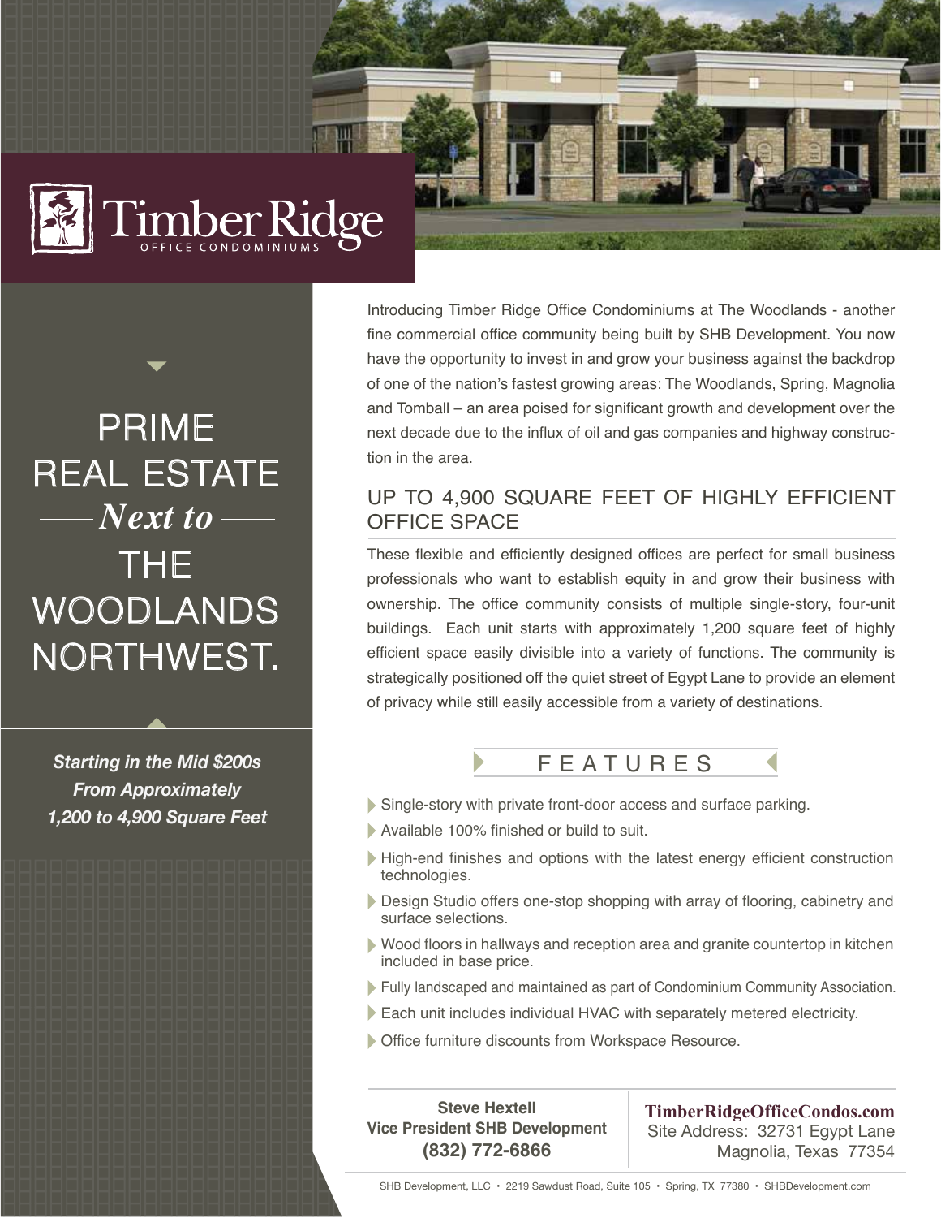# Timber Ridge

OFFICE CONDOMINIUMS

## PRIME REAL ESTATE *Next to* THE WOODLANDS NORTHWEST.

***Starting in the Mid $200s***
***From Approximately***
***1,200 to 4,900 Square Feet***

Introducing Timber Ridge Office Condominiums at The Woodlands - another fine commercial office community being built by SHB Development. You now have the opportunity to invest in and grow your business against the backdrop of one of the nation's fastest growing areas: The Woodlands, Spring, Magnolia and Tomball – an area poised for significant growth and development over the next decade due to the influx of oil and gas companies and highway construction in the area.

## UP TO 4,900 SQUARE FEET OF HIGHLY EFFICIENT OFFICE SPACE

These flexible and efficiently designed offices are perfect for small business professionals who want to establish equity in and grow their business with ownership. The office community consists of multiple single-story, four-unit buildings. Each unit starts with approximately 1,200 square feet of highly efficient space easily divisible into a variety of functions. The community is strategically positioned off the quiet street of Egypt Lane to provide an element of privacy while still easily accessible from a variety of destinations.

## FEATURES

- Single-story with private front-door access and surface parking.
- Available 100% finished or build to suit.
- High-end finishes and options with the latest energy efficient construction technologies.
- Design Studio offers one-stop shopping with array of flooring, cabinetry and surface selections.
- Wood floors in hallways and reception area and granite countertop in kitchen included in base price.
- Fully landscaped and maintained as part of Condominium Community Association.
- Each unit includes individual HVAC with separately metered electricity.
- Office furniture discounts from Workspace Resource.

**Steve Hextell**
**Vice President SHB Development**
**(832) 772-6866**

**TimberRidgeOfficeCondos.com**
Site Address: 32731 Egypt Lane
Magnolia, Texas 77354

SHB Development, LLC • 2219 Sawdust Road, Suite 105 • Spring, TX 77380 • SHBDevelopment.com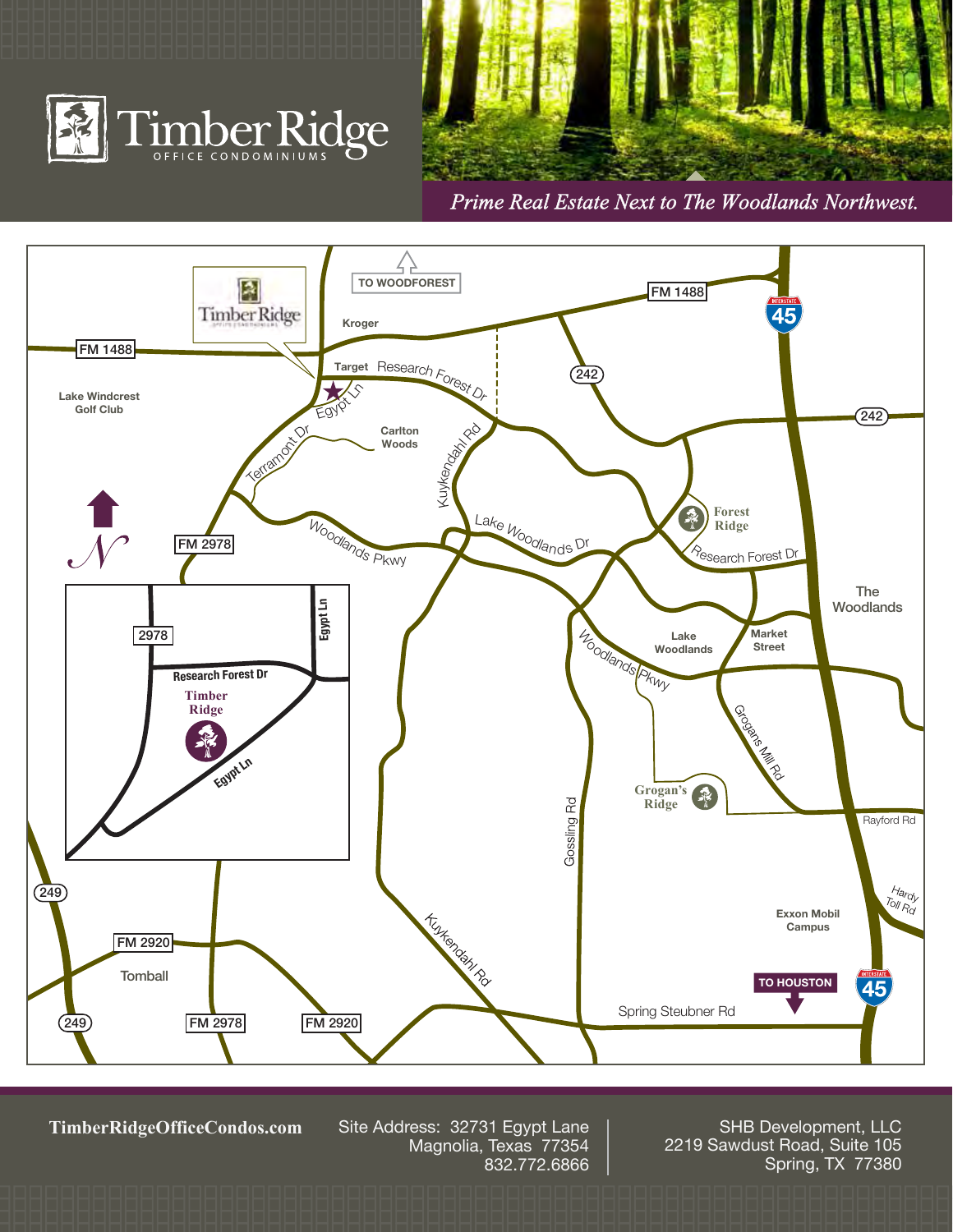# Timber Ridge

OFFICE CONDOMINIUMS

*Prime Real Estate Next to The Woodlands Northwest.*

TO WOODFOREST

FM 1488

Kroger

Target Research Forest Dr

Egypt Ln

Lake Windcrest Golf Club

Carlton Woods

Terramont Dr

Kuykendahl Rd

242

45

Forest Ridge

Research Forest Dr

Lake Woodlands Dr

Woodlands Pkwy

FM 2978

The Woodlands

Lake Woodlands

Market Street

2978

Egypt Ln

Research Forest Dr

Timber Ridge

Grogans Mill Rd

Grogan's Ridge

Gossling Rd

Rayford Rd

249

Hardy Toll Rd

Exxon Mobil Campus

FM 2920

Tomball

TO HOUSTON

Spring Steubner Rd

FM 2978

FM 2920

**TimberRidgeOfficeCondos.com**

Site Address: 32731 Egypt Lane
Magnolia, Texas 77354
832.772.6866

SHB Development, LLC
2219 Sawdust Road, Suite 105
Spring, TX 77380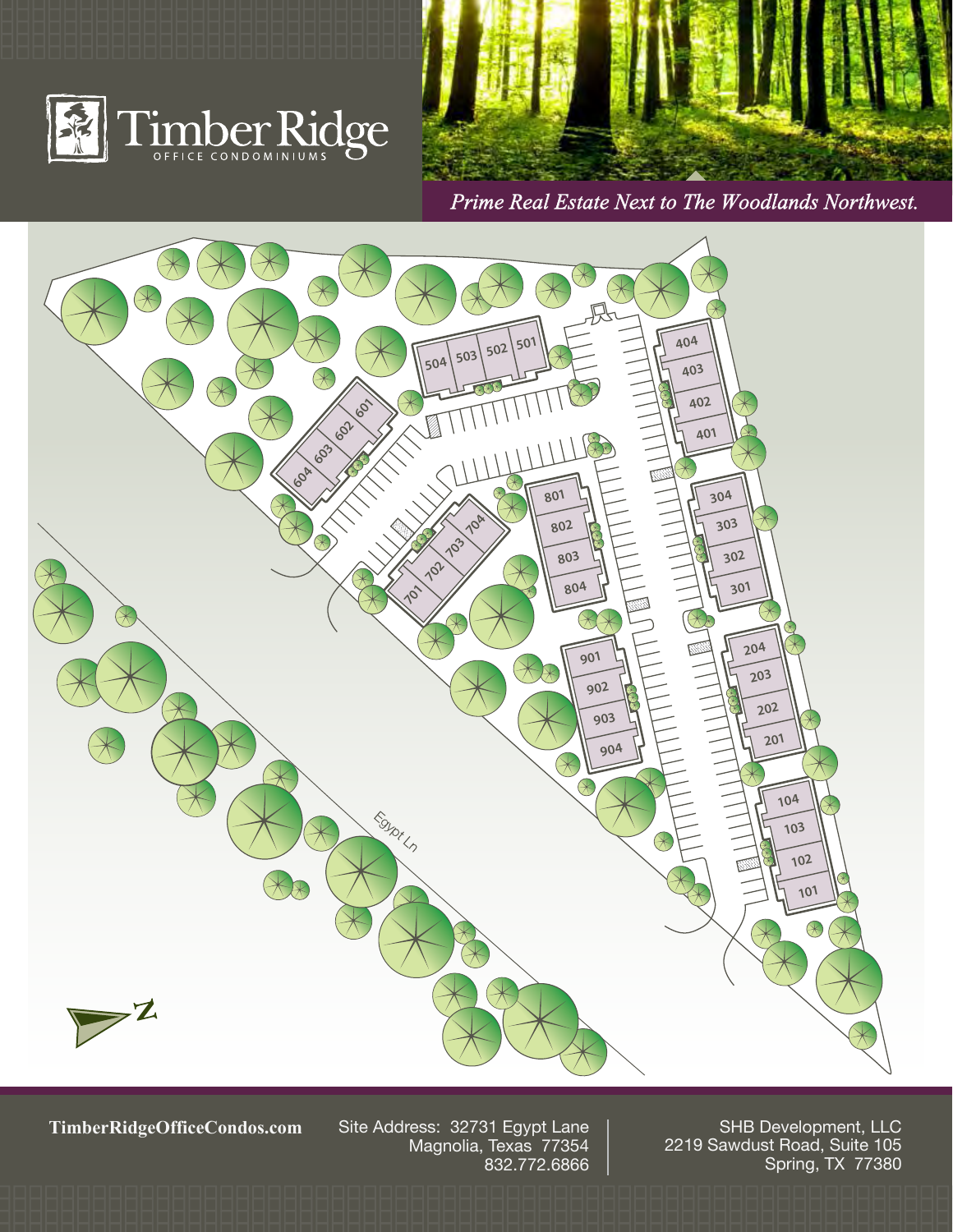# Timber Ridge

OFFICE CONDOMINIUMS

*Prime Real Estate Next to The Woodlands Northwest.*

504 503 502 501

604 603 602 601

701 702 703 704

801 802 803 804

901 902 903 904

404 403 402 401

304 303 302 301

204 203 202 201

104 103 102 101

Egypt Ln

N

**TimberRidgeOfficeCondos.com**

Site Address: 32731 Egypt Lane
Magnolia, Texas 77354
832.772.6866

SHB Development, LLC
2219 Sawdust Road, Suite 105
Spring, TX 77380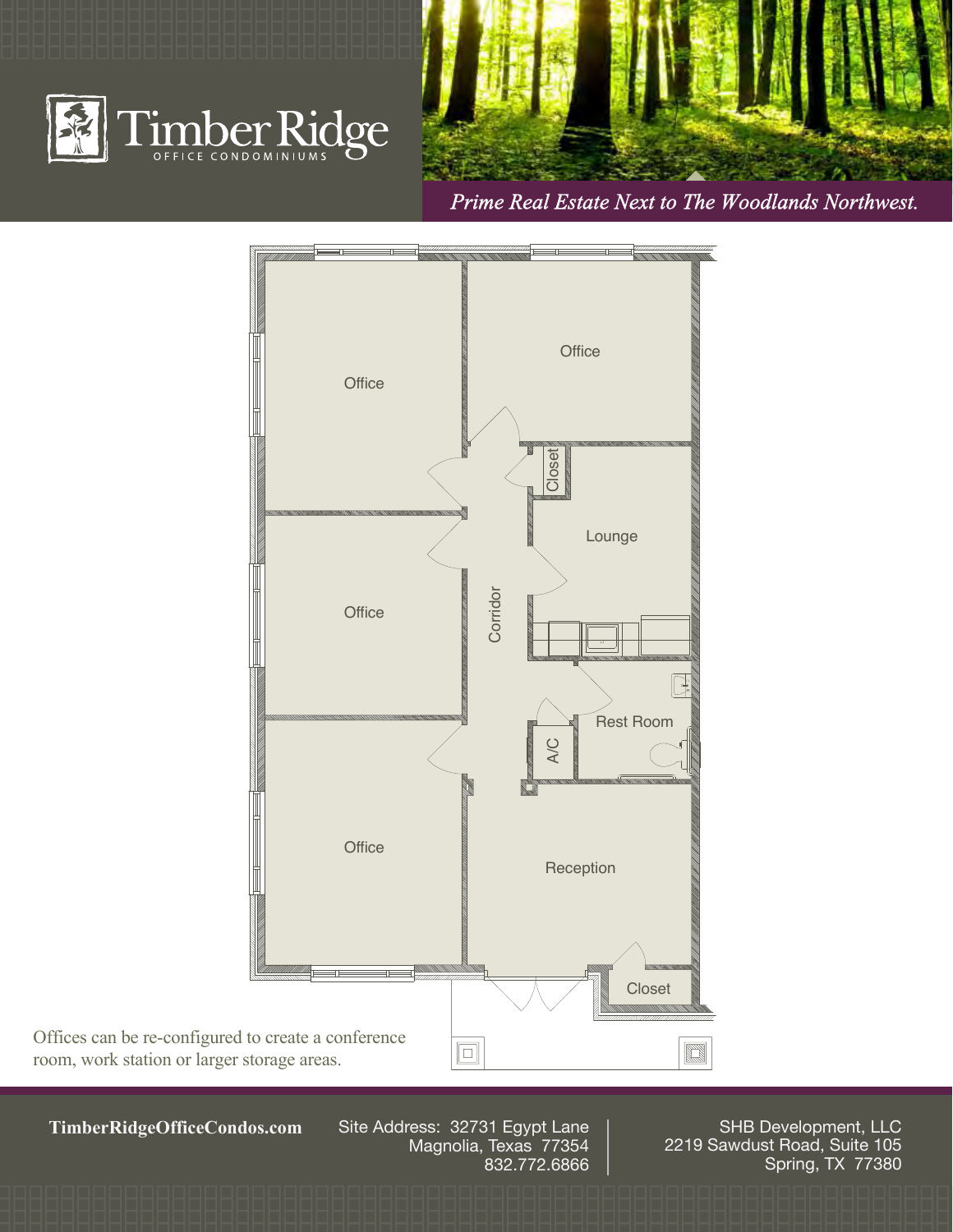# Timber Ridge

OFFICE CONDOMINIUMS

*Prime Real Estate Next to The Woodlands Northwest.*

Office

Office

Closet

Lounge

Corridor

Office

Rest Room

A/C

Office

Reception

Closet

Offices can be re-configured to create a conference room, work station or larger storage areas.

**TimberRidgeOfficeCondos.com**

Site Address: 32731 Egypt Lane
Magnolia, Texas 77354
832.772.6866

SHB Development, LLC
2219 Sawdust Road, Suite 105
Spring, TX 77380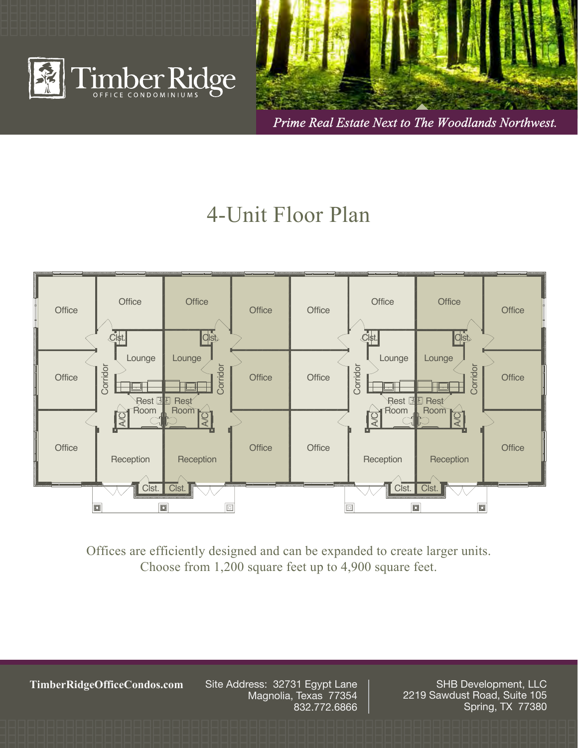Timber Ridge
OFFICE CONDOMINIUMS

*Prime Real Estate Next to The Woodlands Northwest.*

# 4-Unit Floor Plan

Office
Office
Office
Office
Office
Office
Office
Office
Clst.
Clst.
Clst.
Clst.
Lounge
Lounge
Lounge
Lounge
Office
Corridor
Corridor
Office
Office
Corridor
Corridor
Office
Rest Room
Rest Room
Rest Room
Rest Room
A/C
A/C
A/C
A/C
Office
Office
Office
Office
Reception
Reception
Reception
Reception
Clst.
Clst.
Clst.
Clst.

Offices are efficiently designed and can be expanded to create larger units.
Choose from 1,200 square feet up to 4,900 square feet.

**TimberRidgeOfficeCondos.com**

Site Address: 32731 Egypt Lane
Magnolia, Texas 77354
832.772.6866

SHB Development, LLC
2219 Sawdust Road, Suite 105
Spring, TX 77380